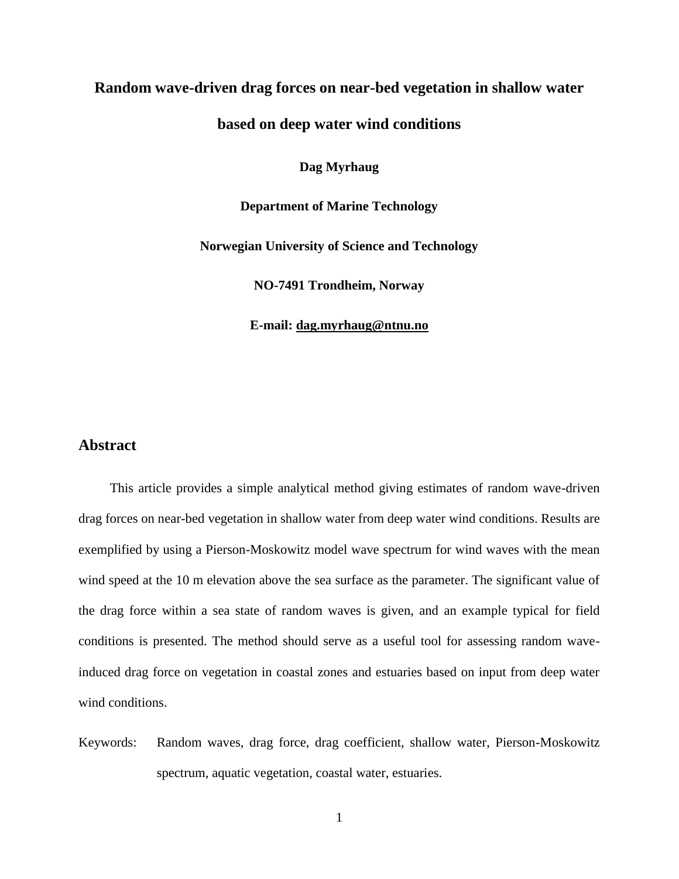# Random wave-driven drag forces on near-bed vegetation in shallow water based on deep water wind conditions

**Dag Myrhaug**

**Department of Marine Technology**

**Norwegian University of Science and Technology**

**NO-7491 Trondheim, Norway**

**E-mail: dag.myrhaug@ntnu.no**

## Abstract

This article provides a simple analytical method giving estimates of random wave-driven drag forces on near-bed vegetation in shallow water from deep water wind conditions. Results are exemplified by using a Pierson-Moskowitz model wave spectrum for wind waves with the mean wind speed at the 10 m elevation above the sea surface as the parameter. The significant value of the drag force within a sea state of random waves is given, and an example typical for field conditions is presented. The method should serve as a useful tool for assessing random wave-induced drag force on vegetation in coastal zones and estuaries based on input from deep water wind conditions.

Keywords: Random waves, drag force, drag coefficient, shallow water, Pierson-Moskowitz spectrum, aquatic vegetation, coastal water, estuaries.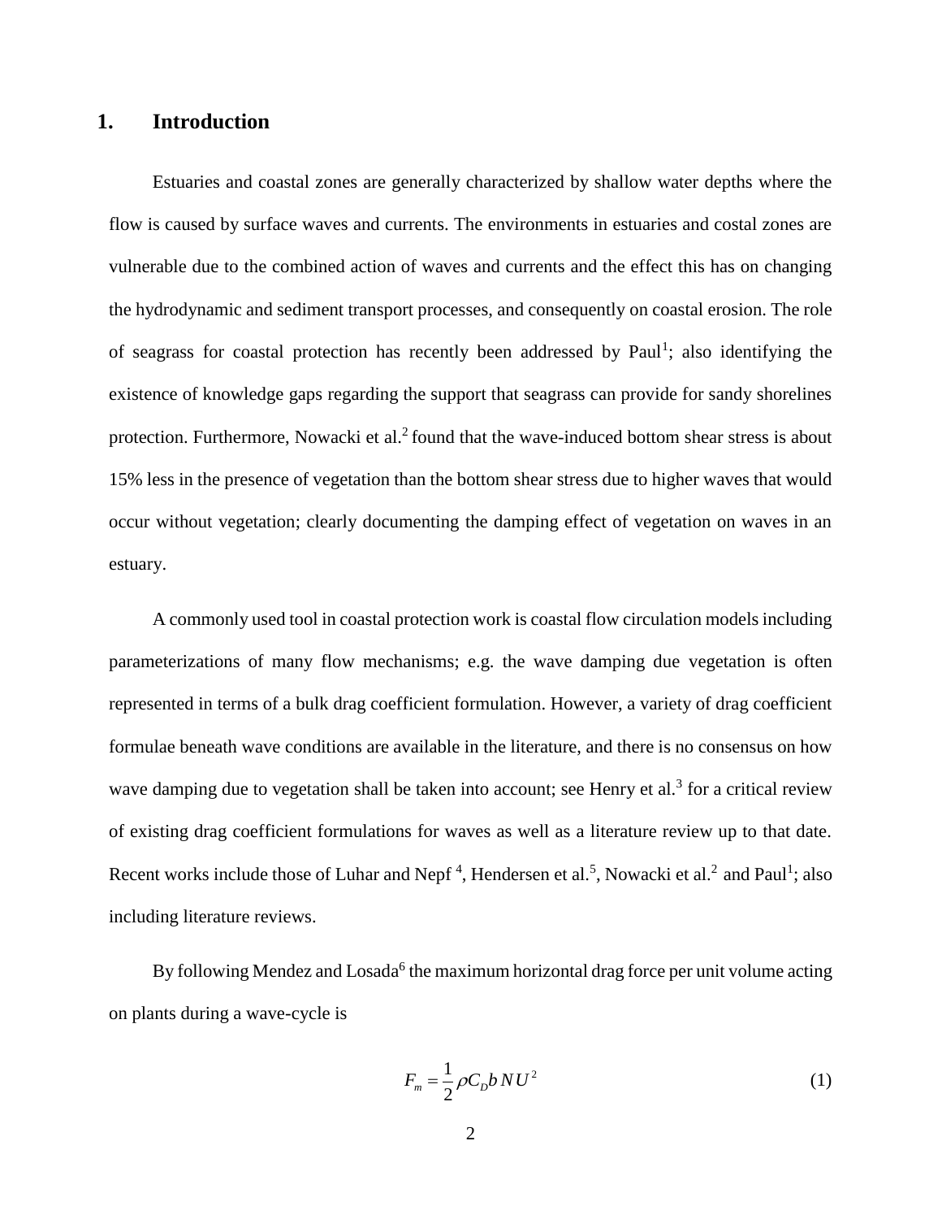# 1. Introduction

Estuaries and coastal zones are generally characterized by shallow water depths where the flow is caused by surface waves and currents. The environments in estuaries and costal zones are vulnerable due to the combined action of waves and currents and the effect this has on changing the hydrodynamic and sediment transport processes, and consequently on coastal erosion. The role of seagrass for coastal protection has recently been addressed by Paul[1]; also identifying the existence of knowledge gaps regarding the support that seagrass can provide for sandy shorelines protection. Furthermore, Nowacki et al.[2] found that the wave-induced bottom shear stress is about 15% less in the presence of vegetation than the bottom shear stress due to higher waves that would occur without vegetation; clearly documenting the damping effect of vegetation on waves in an estuary.

A commonly used tool in coastal protection work is coastal flow circulation models including parameterizations of many flow mechanisms; e.g. the wave damping due vegetation is often represented in terms of a bulk drag coefficient formulation. However, a variety of drag coefficient formulae beneath wave conditions are available in the literature, and there is no consensus on how wave damping due to vegetation shall be taken into account; see Henry et al.[3] for a critical review of existing drag coefficient formulations for waves as well as a literature review up to that date. Recent works include those of Luhar and Nepf [4], Hendersen et al.[5], Nowacki et al.[2] and Paul[1]; also including literature reviews.

By following Mendez and Losada[6] the maximum horizontal drag force per unit volume acting on plants during a wave-cycle is

$$F_m = \frac{1}{2}\rho C_D b N U^2 \tag{1}$$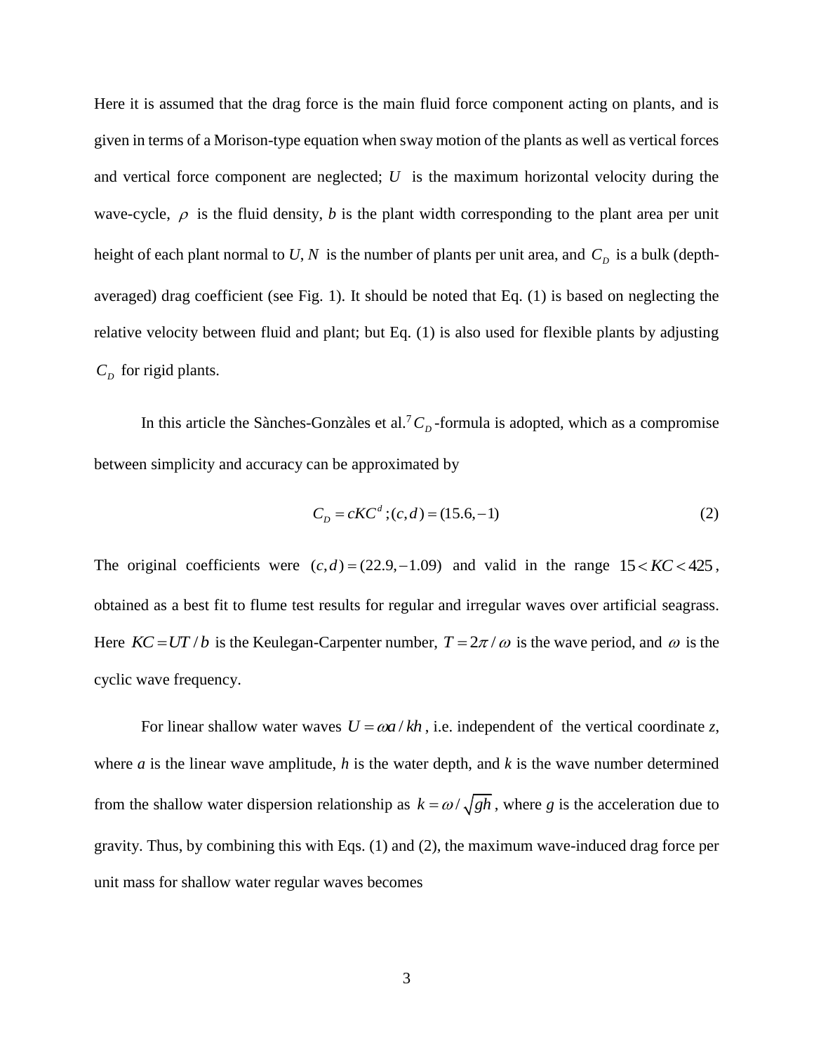Here it is assumed that the drag force is the main fluid force component acting on plants, and is given in terms of a Morison-type equation when sway motion of the plants as well as vertical forces and vertical force component are neglected; $U$ is the maximum horizontal velocity during the wave-cycle, $\rho$ is the fluid density, *b* is the plant width corresponding to the plant area per unit height of each plant normal to *U*, $N$ is the number of plants per unit area, and $C_D$ is a bulk (depth-averaged) drag coefficient (see Fig. 1). It should be noted that Eq. (1) is based on neglecting the relative velocity between fluid and plant; but Eq. (1) is also used for flexible plants by adjusting $C_D$ for rigid plants.

In this article the Sànches-Gonzàles et al.[7] $C_D$-formula is adopted, which as a compromise between simplicity and accuracy can be approximated by

$$C_D = cKC^d \,; (c,d) = (15.6, -1) \tag{2}$$

The original coefficients were $(c,d) = (22.9, -1.09)$ and valid in the range $15 < KC < 425$, obtained as a best fit to flume test results for regular and irregular waves over artificial seagrass. Here $KC = UT/b$ is the Keulegan-Carpenter number, $T = 2\pi/\omega$ is the wave period, and $\omega$ is the cyclic wave frequency.

For linear shallow water waves $U = \omega a/kh$, i.e. independent of the vertical coordinate *z*, where *a* is the linear wave amplitude, *h* is the water depth, and *k* is the wave number determined from the shallow water dispersion relationship as $k = \omega/\sqrt{gh}$, where *g* is the acceleration due to gravity. Thus, by combining this with Eqs. (1) and (2), the maximum wave-induced drag force per unit mass for shallow water regular waves becomes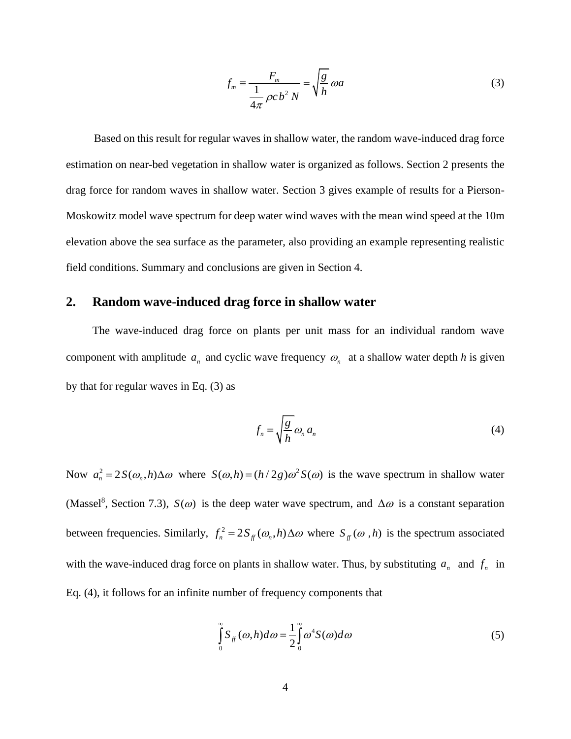$$f_m \equiv \frac{F_m}{\dfrac{1}{4\pi}\rho c b^2\, N} = \sqrt{\frac{g}{h}}\,\omega a \tag{3}$$

Based on this result for regular waves in shallow water, the random wave-induced drag force estimation on near-bed vegetation in shallow water is organized as follows. Section 2 presents the drag force for random waves in shallow water. Section 3 gives example of results for a Pierson-Moskowitz model wave spectrum for deep water wind waves with the mean wind speed at the 10m elevation above the sea surface as the parameter, also providing an example representing realistic field conditions. Summary and conclusions are given in Section 4.

## 2. Random wave-induced drag force in shallow water

The wave-induced drag force on plants per unit mass for an individual random wave component with amplitude $a_n$ and cyclic wave frequency $\omega_n$ at a shallow water depth *h* is given by that for regular waves in Eq. (3) as

$$f_n = \sqrt{\frac{g}{h}}\,\omega_n\, a_n \tag{4}$$

Now $a_n^2 = 2S(\omega_n, h)\Delta\omega$ where $S(\omega, h) = (h/2g)\omega^2 S(\omega)$ is the wave spectrum in shallow water (Massel[8], Section 7.3), $S(\omega)$ is the deep water wave spectrum, and $\Delta\omega$ is a constant separation between frequencies. Similarly, $f_n^2 = 2S_{ff}(\omega_n, h)\Delta\omega$ where $S_{ff}(\omega\,, h)$ is the spectrum associated with the wave-induced drag force on plants in shallow water. Thus, by substituting $a_n$ and $f_n$ in Eq. (4), it follows for an infinite number of frequency components that

$$\int_0^\infty S_{ff}(\omega, h)d\omega = \frac{1}{2}\int_0^\infty \omega^4 S(\omega)d\omega \tag{5}$$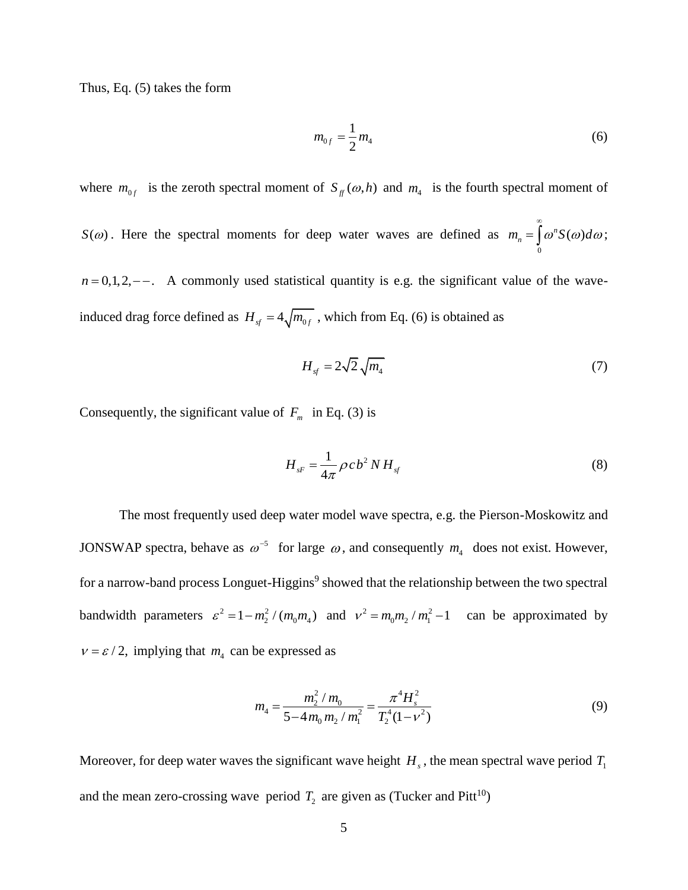Thus, Eq. (5) takes the form

$$m_{0f} = \frac{1}{2} m_4 \tag{6}$$

where $m_{0f}$ is the zeroth spectral moment of $S_{ff}(\omega, h)$ and $m_4$ is the fourth spectral moment of $S(\omega)$. Here the spectral moments for deep water waves are defined as $m_n = \int_0^\infty \omega^n S(\omega) d\omega$; $n = 0,1,2,--$. A commonly used statistical quantity is e.g. the significant value of the wave-induced drag force defined as $H_{sf} = 4\sqrt{m_{0f}}$, which from Eq. (6) is obtained as

$$H_{sf} = 2\sqrt{2}\sqrt{m_4} \tag{7}$$

Consequently, the significant value of $F_m$ in Eq. (3) is

$$H_{sF} = \frac{1}{4\pi} \rho c b^2 N H_{sf} \tag{8}$$

The most frequently used deep water model wave spectra, e.g. the Pierson-Moskowitz and JONSWAP spectra, behave as $\omega^{-5}$ for large $\omega$, and consequently $m_4$ does not exist. However, for a narrow-band process Longuet-Higgins[9] showed that the relationship between the two spectral bandwidth parameters $\varepsilon^2 = 1 - m_2^2 / (m_0 m_4)$ and $\nu^2 = m_0 m_2 / m_1^2 - 1$ can be approximated by $\nu = \varepsilon / 2,$ implying that $m_4$ can be expressed as

$$m_4 = \frac{m_2^2 / m_0}{5 - 4 m_0 m_2 / m_1^2} = \frac{\pi^4 H_s^2}{T_2^4 (1 - \nu^2)} \tag{9}$$

Moreover, for deep water waves the significant wave height $H_s$, the mean spectral wave period $T_1$ and the mean zero-crossing wave period $T_2$ are given as (Tucker and Pitt[10])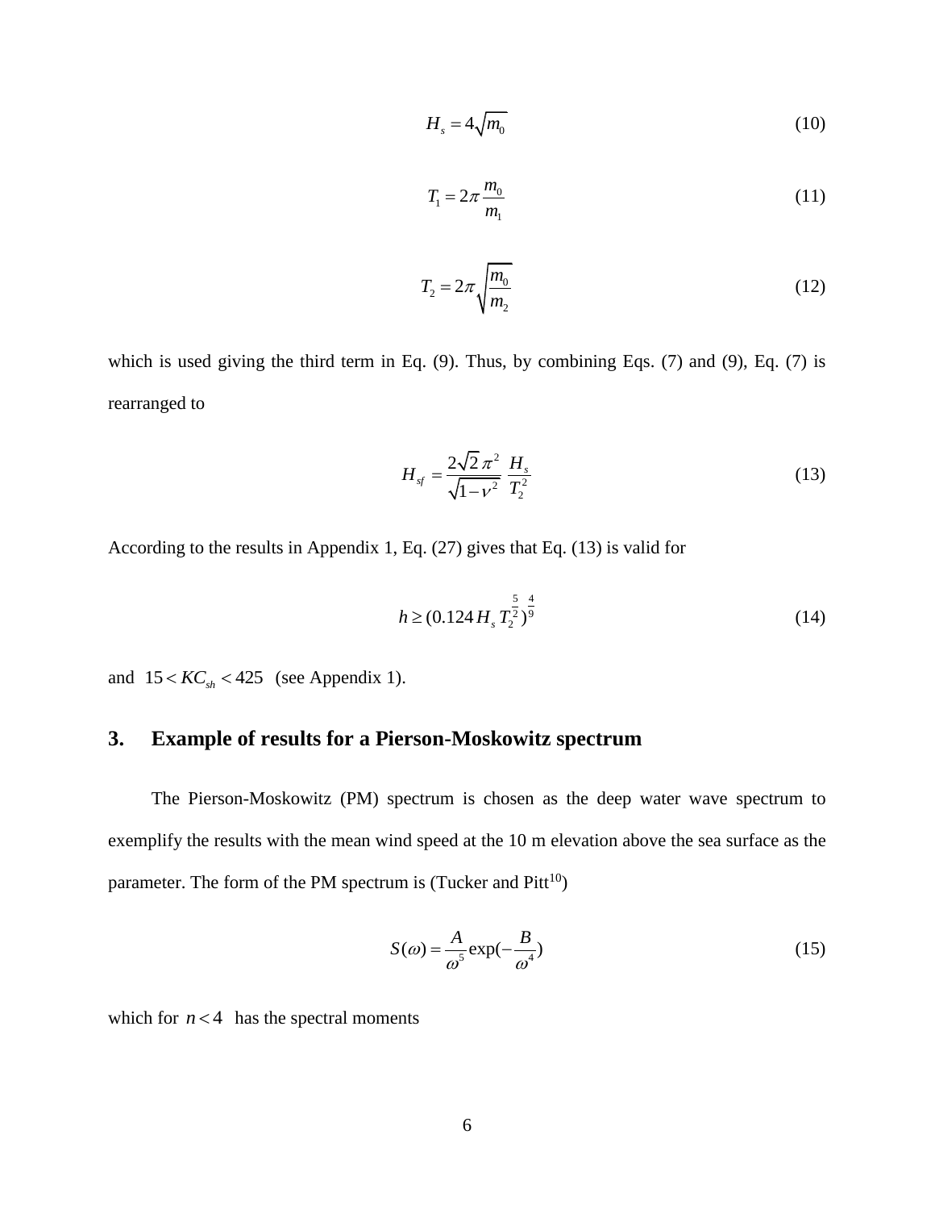$$H_s = 4\sqrt{m_0} \tag{10}$$

$$T_1 = 2\pi \frac{m_0}{m_1} \tag{11}$$

$$T_2 = 2\pi \sqrt{\frac{m_0}{m_2}} \tag{12}$$

which is used giving the third term in Eq. (9). Thus, by combining Eqs. (7) and (9), Eq. (7) is rearranged to

$$H_{sf} = \frac{2\sqrt{2}\,\pi^2}{\sqrt{1-\nu^2}} \, \frac{H_s}{T_2^2} \tag{13}$$

According to the results in Appendix 1, Eq. (27) gives that Eq. (13) is valid for

$$h \geq (0.124\, H_s\, T_2^{\frac{5}{2}})^{\frac{4}{9}} \tag{14}$$

and $15 < KC_{sh} < 425$ (see Appendix 1).

## 3. Example of results for a Pierson-Moskowitz spectrum

The Pierson-Moskowitz (PM) spectrum is chosen as the deep water wave spectrum to exemplify the results with the mean wind speed at the 10 m elevation above the sea surface as the parameter. The form of the PM spectrum is (Tucker and Pitt[10])

$$S(\omega) = \frac{A}{\omega^5} \exp(-\frac{B}{\omega^4}) \tag{15}$$

which for $n < 4$ has the spectral moments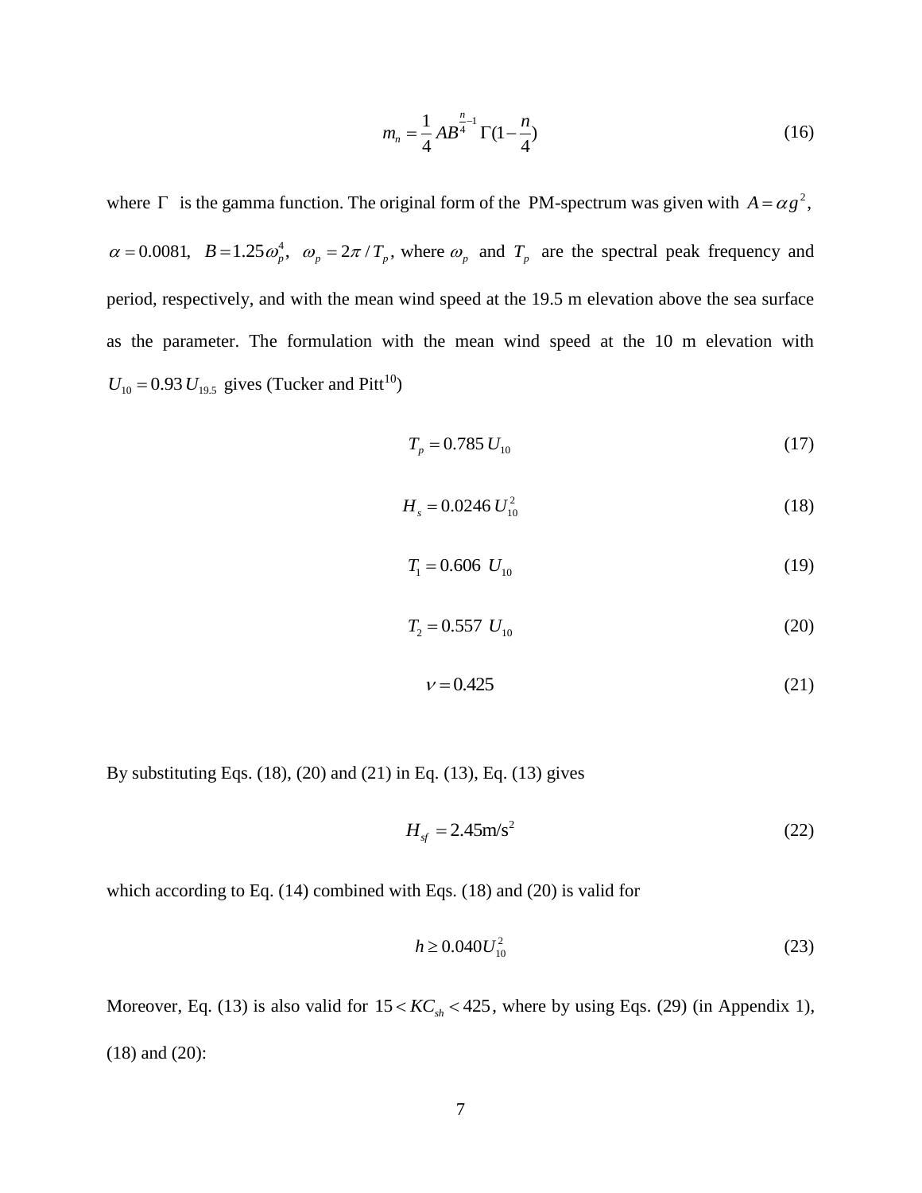$$m_n = \frac{1}{4} A B^{\frac{n}{4}-1} \Gamma(1-\frac{n}{4}) \tag{16}$$

where $\Gamma$ is the gamma function. The original form of the PM-spectrum was given with $A = \alpha g^2$, $\alpha = 0.0081$, $B = 1.25\omega_p^4$, $\omega_p = 2\pi / T_p$, where $\omega_p$ and $T_p$ are the spectral peak frequency and period, respectively, and with the mean wind speed at the 19.5 m elevation above the sea surface as the parameter. The formulation with the mean wind speed at the 10 m elevation with $U_{10} = 0.93\, U_{19.5}$ gives (Tucker and Pitt[10])

$$T_p = 0.785\, U_{10} \tag{17}$$

$$H_s = 0.0246\, U_{10}^2 \tag{18}$$

$$T_1 = 0.606\;\; U_{10} \tag{19}$$

$$T_2 = 0.557\;\; U_{10} \tag{20}$$

$$\nu = 0.425 \tag{21}$$

By substituting Eqs. (18), (20) and (21) in Eq. (13), Eq. (13) gives

$$H_{sf} = 2.45 \text{m/s}^2 \tag{22}$$

which according to Eq. (14) combined with Eqs. (18) and (20) is valid for

$$h \geq 0.040 U_{10}^2 \tag{23}$$

Moreover, Eq. (13) is also valid for $15 < KC_{sh} < 425$, where by using Eqs. (29) (in Appendix 1), (18) and (20):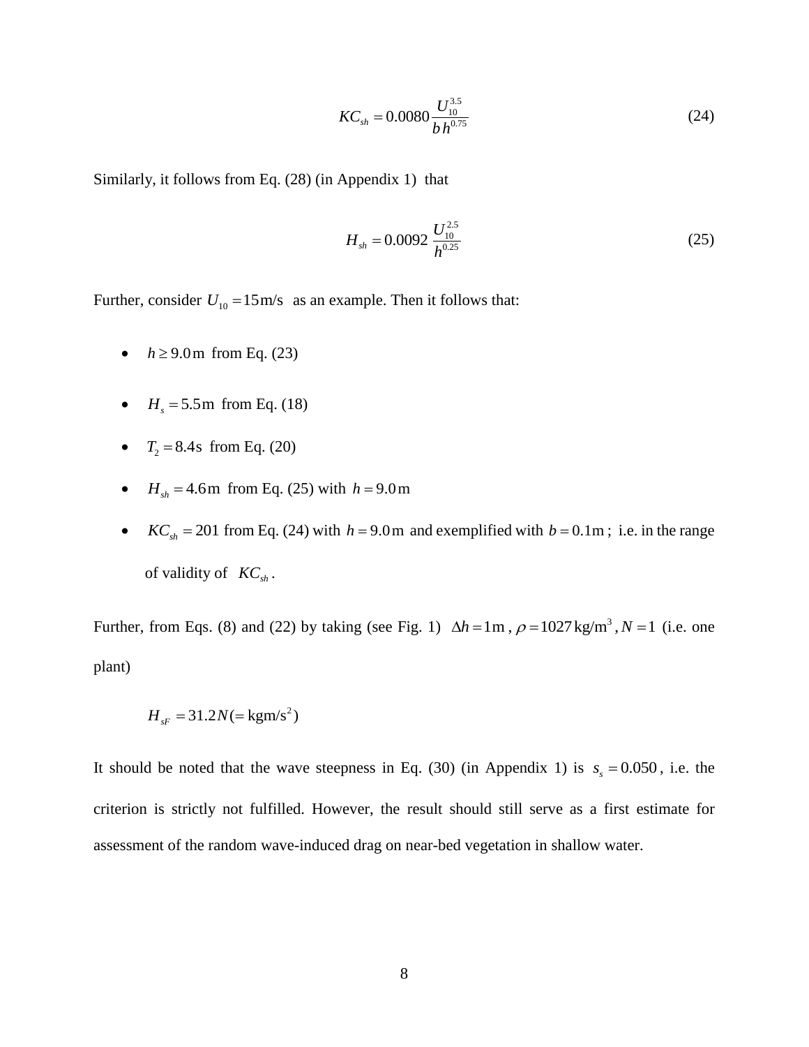$$KC_{sh} = 0.0080 \frac{U_{10}^{3.5}}{b\,h^{0.75}} \tag{24}$$

Similarly, it follows from Eq. (28) (in Appendix 1) that

$$H_{sh} = 0.0092 \frac{U_{10}^{2.5}}{h^{0.25}} \tag{25}$$

Further, consider $U_{10} = 15\,\mathrm{m/s}$ as an example. Then it follows that:

- $h \geq 9.0\,\mathrm{m}$ from Eq. (23)
- $H_s = 5.5\,\mathrm{m}$ from Eq. (18)
- $T_2 = 8.4\,\mathrm{s}$ from Eq. (20)
- $H_{sh} = 4.6\,\mathrm{m}$ from Eq. (25) with $h = 9.0\,\mathrm{m}$
- $KC_{sh} = 201$ from Eq. (24) with $h = 9.0\,\mathrm{m}$ and exemplified with $b = 0.1\,\mathrm{m}$; i.e. in the range of validity of $KC_{sh}$.

Further, from Eqs. (8) and (22) by taking (see Fig. 1) $\Delta h = 1\,\mathrm{m}$, $\rho = 1027\,\mathrm{kg/m^3}$, $N = 1$ (i.e. one plant)

$$H_{sF} = 31.2N (= \mathrm{kgm/s^2})$$

It should be noted that the wave steepness in Eq. (30) (in Appendix 1) is $s_s = 0.050$, i.e. the criterion is strictly not fulfilled. However, the result should still serve as a first estimate for assessment of the random wave-induced drag on near-bed vegetation in shallow water.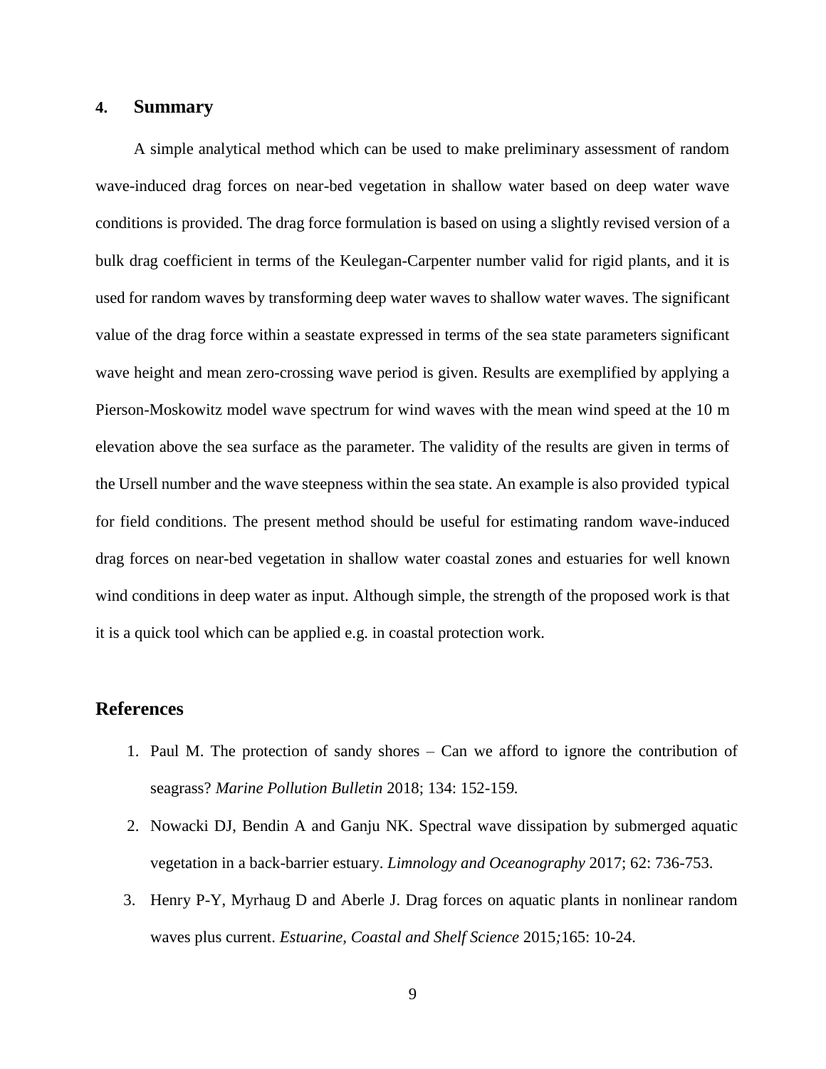## 4. Summary

A simple analytical method which can be used to make preliminary assessment of random wave-induced drag forces on near-bed vegetation in shallow water based on deep water wave conditions is provided. The drag force formulation is based on using a slightly revised version of a bulk drag coefficient in terms of the Keulegan-Carpenter number valid for rigid plants, and it is used for random waves by transforming deep water waves to shallow water waves. The significant value of the drag force within a seastate expressed in terms of the sea state parameters significant wave height and mean zero-crossing wave period is given. Results are exemplified by applying a Pierson-Moskowitz model wave spectrum for wind waves with the mean wind speed at the 10 m elevation above the sea surface as the parameter. The validity of the results are given in terms of the Ursell number and the wave steepness within the sea state. An example is also provided typical for field conditions. The present method should be useful for estimating random wave-induced drag forces on near-bed vegetation in shallow water coastal zones and estuaries for well known wind conditions in deep water as input. Although simple, the strength of the proposed work is that it is a quick tool which can be applied e.g. in coastal protection work.

## References

1. Paul M. The protection of sandy shores – Can we afford to ignore the contribution of seagrass? *Marine Pollution Bulletin* 2018; 134: 152-159.
2. Nowacki DJ, Bendin A and Ganju NK. Spectral wave dissipation by submerged aquatic vegetation in a back-barrier estuary. *Limnology and Oceanography* 2017; 62: 736-753.
3. Henry P-Y, Myrhaug D and Aberle J. Drag forces on aquatic plants in nonlinear random waves plus current. *Estuarine, Coastal and Shelf Science* 2015;165: 10-24.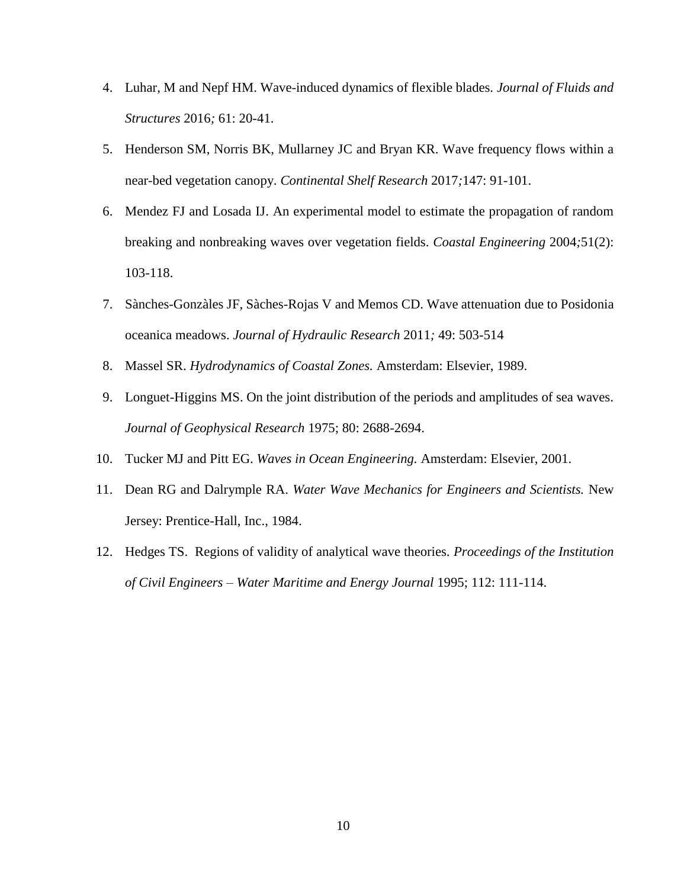4. Luhar, M and Nepf HM. Wave-induced dynamics of flexible blades. *Journal of Fluids and Structures* 2016*;* 61: 20-41.
5. Henderson SM, Norris BK, Mullarney JC and Bryan KR. Wave frequency flows within a near-bed vegetation canopy. *Continental Shelf Research* 2017*;*147: 91-101.
6. Mendez FJ and Losada IJ. An experimental model to estimate the propagation of random breaking and nonbreaking waves over vegetation fields. *Coastal Engineering* 2004*;*51(2): 103-118.
7. Sànches-Gonzàles JF, Sàches-Rojas V and Memos CD. Wave attenuation due to Posidonia oceanica meadows. *Journal of Hydraulic Research* 2011*;* 49: 503-514
8. Massel SR. *Hydrodynamics of Coastal Zones.* Amsterdam: Elsevier, 1989.
9. Longuet-Higgins MS. On the joint distribution of the periods and amplitudes of sea waves. *Journal of Geophysical Research* 1975; 80: 2688-2694.
10. Tucker MJ and Pitt EG. *Waves in Ocean Engineering.* Amsterdam: Elsevier, 2001.
11. Dean RG and Dalrymple RA. *Water Wave Mechanics for Engineers and Scientists.* New Jersey: Prentice-Hall, Inc., 1984.
12. Hedges TS. Regions of validity of analytical wave theories. *Proceedings of the Institution of Civil Engineers – Water Maritime and Energy Journal* 1995; 112: 111-114.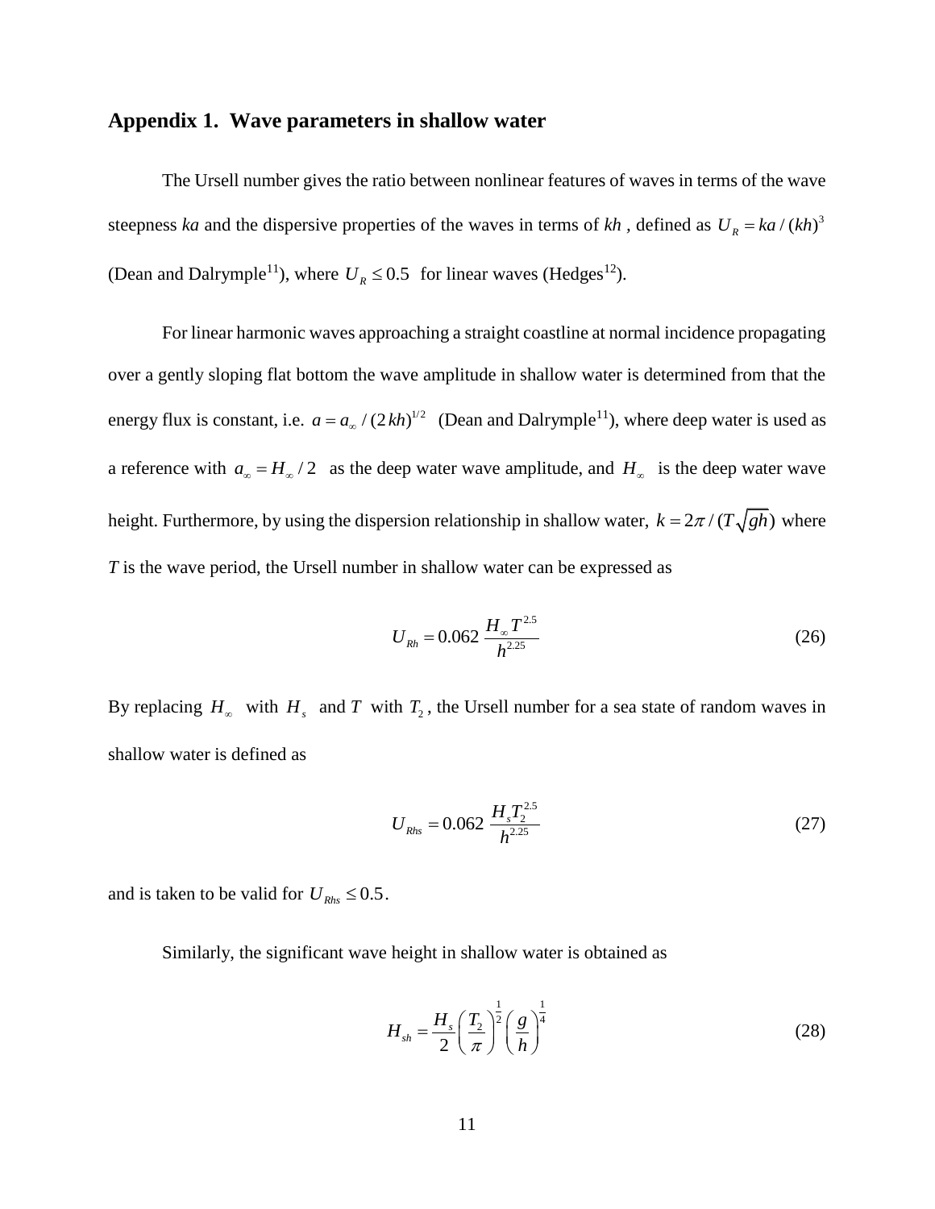## Appendix 1. Wave parameters in shallow water

The Ursell number gives the ratio between nonlinear features of waves in terms of the wave steepness $ka$ and the dispersive properties of the waves in terms of $kh$, defined as $U_R = ka/(kh)^3$ (Dean and Dalrymple[11]), where $U_R \leq 0.5$ for linear waves (Hedges[12]).

For linear harmonic waves approaching a straight coastline at normal incidence propagating over a gently sloping flat bottom the wave amplitude in shallow water is determined from that the energy flux is constant, i.e. $a = a_\infty/(2kh)^{1/2}$ (Dean and Dalrymple[11]), where deep water is used as a reference with $a_\infty = H_\infty/2$ as the deep water wave amplitude, and $H_\infty$ is the deep water wave height. Furthermore, by using the dispersion relationship in shallow water, $k = 2\pi/(T\sqrt{gh})$ where $T$ is the wave period, the Ursell number in shallow water can be expressed as

$$U_{Rh} = 0.062 \, \frac{H_\infty T^{2.5}}{h^{2.25}} \tag{26}$$

By replacing $H_\infty$ with $H_s$ and $T$ with $T_2$, the Ursell number for a sea state of random waves in shallow water is defined as

$$U_{Rhs} = 0.062 \, \frac{H_s T_2^{2.5}}{h^{2.25}} \tag{27}$$

and is taken to be valid for $U_{Rhs} \leq 0.5$.

Similarly, the significant wave height in shallow water is obtained as

$$H_{sh} = \frac{H_s}{2}\left(\frac{T_2}{\pi}\right)^{\frac{1}{2}}\left(\frac{g}{h}\right)^{\frac{1}{4}} \tag{28}$$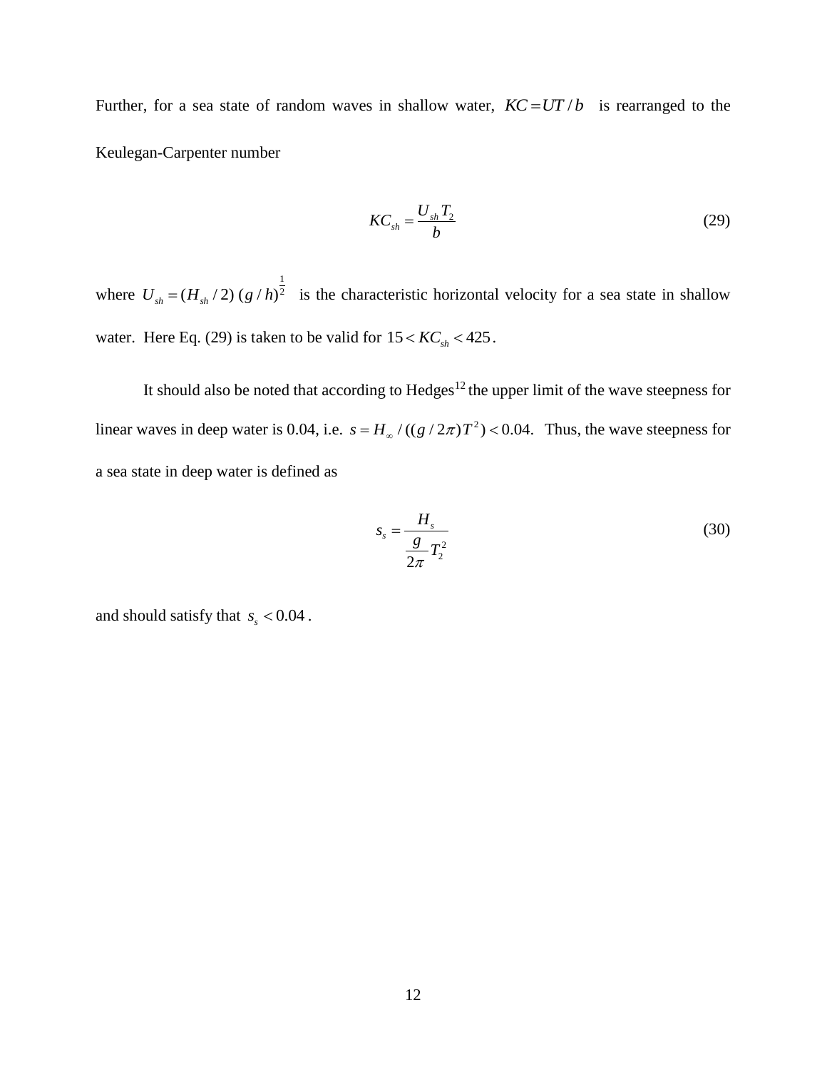Further, for a sea state of random waves in shallow water, $KC = UT/b$ is rearranged to the Keulegan-Carpenter number

$$KC_{sh} = \frac{U_{sh} T_2}{b} \tag{29}$$

where $U_{sh} = (H_{sh}/2)\,(g/h)^{\frac{1}{2}}$ is the characteristic horizontal velocity for a sea state in shallow water. Here Eq. (29) is taken to be valid for $15 < KC_{sh} < 425$.

It should also be noted that according to Hedges[12] the upper limit of the wave steepness for linear waves in deep water is 0.04, i.e. $s = H_{\infty} / ((g/2\pi)T^2) < 0.04$. Thus, the wave steepness for a sea state in deep water is defined as

$$s_s = \frac{H_s}{\dfrac{g}{2\pi} T_2^2} \tag{30}$$

and should satisfy that $s_s < 0.04$.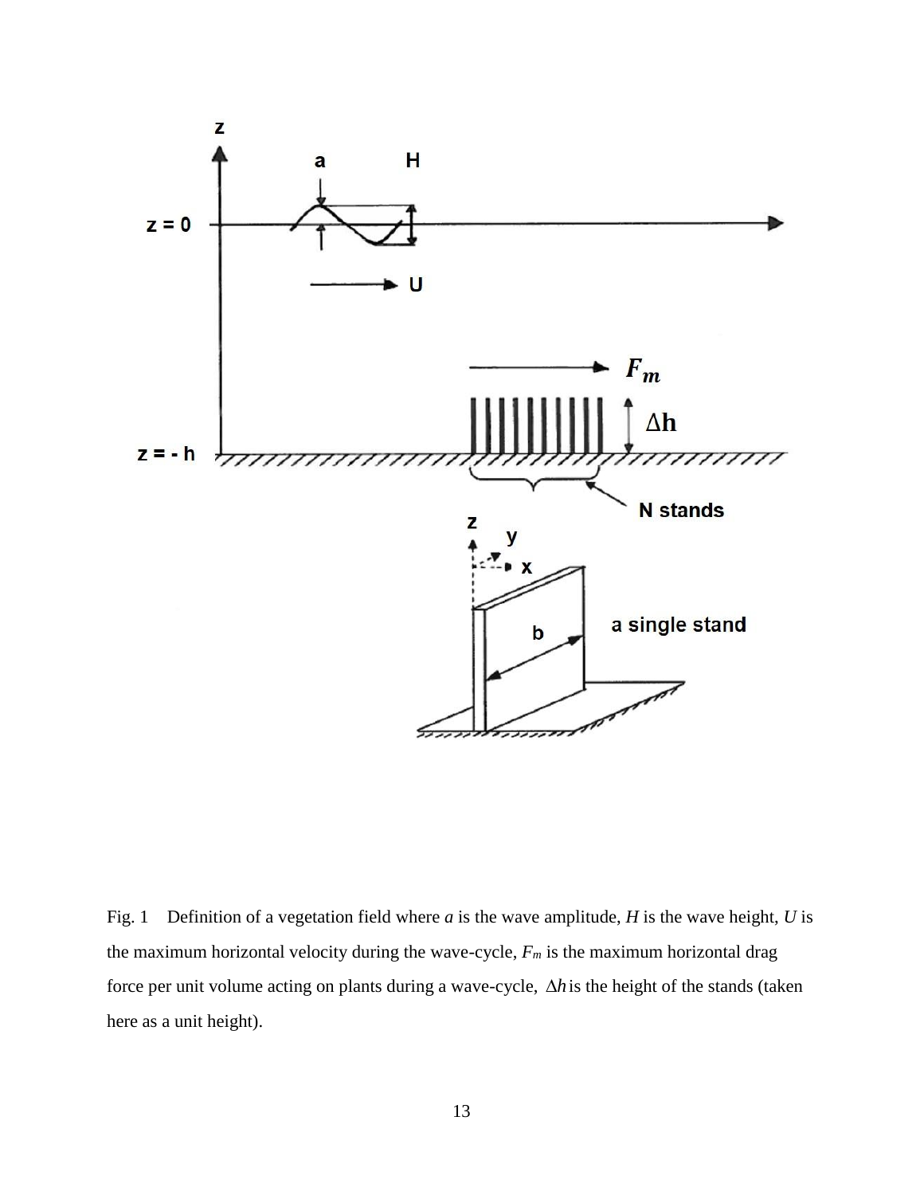z

a

H

z = 0

U

$F_m$

Δh

z = - h

N stands

z

y

x

b

a single stand

Fig. 1 Definition of a vegetation field where $a$ is the wave amplitude, $H$ is the wave height, $U$ is the maximum horizontal velocity during the wave-cycle, $F_m$ is the maximum horizontal drag force per unit volume acting on plants during a wave-cycle, $\Delta h$ is the height of the stands (taken here as a unit height).